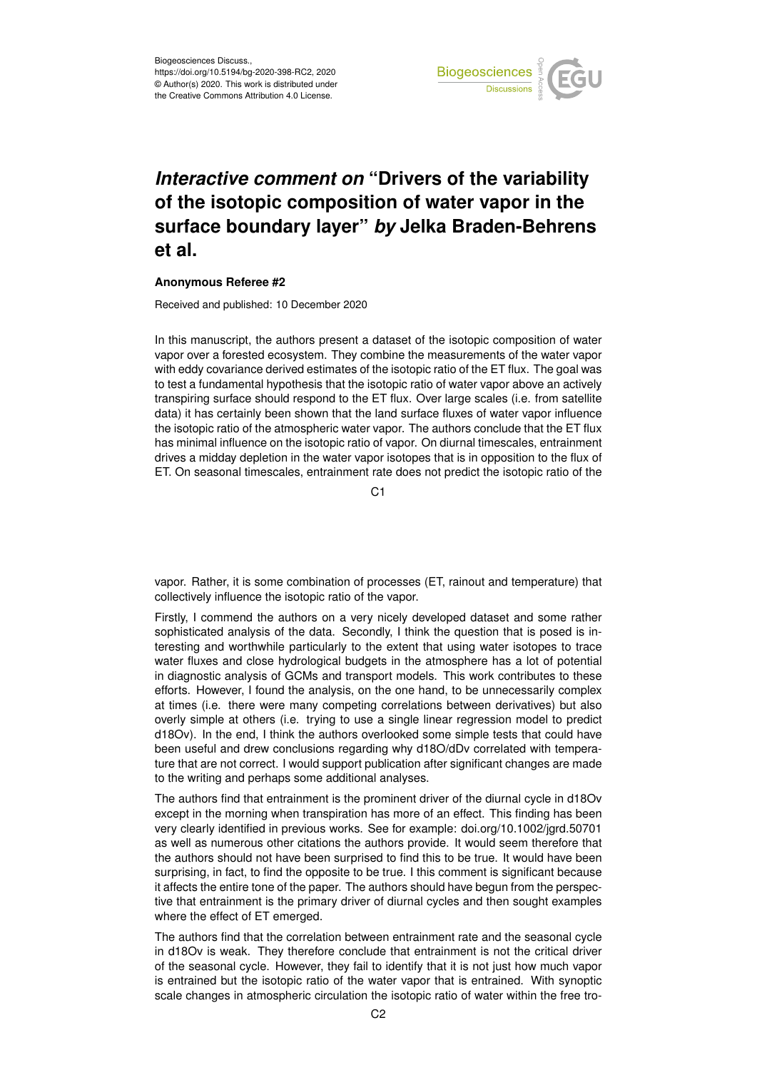Biogeosciences Discuss.,
https://doi.org/10.5194/bg-2020-398-RC2, 2020
© Author(s) 2020. This work is distributed under
the Creative Commons Attribution 4.0 License.

# *Interactive comment on* "Drivers of the variability of the isotopic composition of water vapor in the surface boundary layer" *by* Jelka Braden-Behrens et al.

**Anonymous Referee #2**

Received and published: 10 December 2020

In this manuscript, the authors present a dataset of the isotopic composition of water vapor over a forested ecosystem. They combine the measurements of the water vapor with eddy covariance derived estimates of the isotopic ratio of the ET flux. The goal was to test a fundamental hypothesis that the isotopic ratio of water vapor above an actively transpiring surface should respond to the ET flux. Over large scales (i.e. from satellite data) it has certainly been shown that the land surface fluxes of water vapor influence the isotopic ratio of the atmospheric water vapor. The authors conclude that the ET flux has minimal influence on the isotopic ratio of vapor. On diurnal timescales, entrainment drives a midday depletion in the water vapor isotopes that is in opposition to the flux of ET. On seasonal timescales, entrainment rate does not predict the isotopic ratio of the vapor. Rather, it is some combination of processes (ET, rainout and temperature) that collectively influence the isotopic ratio of the vapor.

Firstly, I commend the authors on a very nicely developed dataset and some rather sophisticated analysis of the data. Secondly, I think the question that is posed is interesting and worthwhile particularly to the extent that using water isotopes to trace water fluxes and close hydrological budgets in the atmosphere has a lot of potential in diagnostic analysis of GCMs and transport models. This work contributes to these efforts. However, I found the analysis, on the one hand, to be unnecessarily complex at times (i.e. there were many competing correlations between derivatives) but also overly simple at others (i.e. trying to use a single linear regression model to predict d18Ov). In the end, I think the authors overlooked some simple tests that could have been useful and drew conclusions regarding why d18O/dDv correlated with temperature that are not correct. I would support publication after significant changes are made to the writing and perhaps some additional analyses.

The authors find that entrainment is the prominent driver of the diurnal cycle in d18Ov except in the morning when transpiration has more of an effect. This finding has been very clearly identified in previous works. See for example: doi.org/10.1002/jgrd.50701 as well as numerous other citations the authors provide. It would seem therefore that the authors should not have been surprised to find this to be true. It would have been surprising, in fact, to find the opposite to be true. I this comment is significant because it affects the entire tone of the paper. The authors should have begun from the perspective that entrainment is the primary driver of diurnal cycles and then sought examples where the effect of ET emerged.

The authors find that the correlation between entrainment rate and the seasonal cycle in d18Ov is weak. They therefore conclude that entrainment is not the critical driver of the seasonal cycle. However, they fail to identify that it is not just how much vapor is entrained but the isotopic ratio of the water vapor that is entrained. With synoptic scale changes in atmospheric circulation the isotopic ratio of water within the free tro-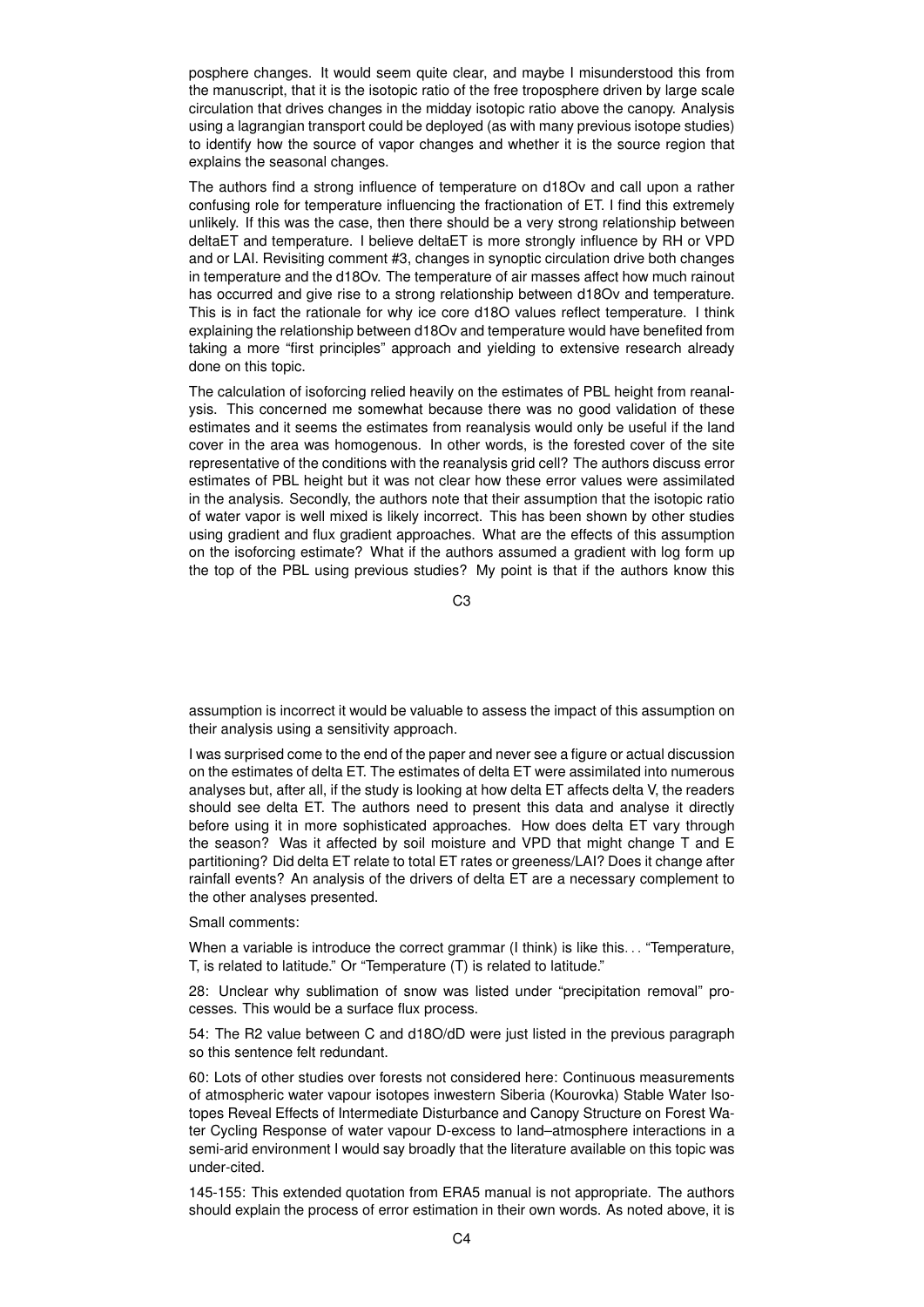posphere changes. It would seem quite clear, and maybe I misunderstood this from the manuscript, that it is the isotopic ratio of the free troposphere driven by large scale circulation that drives changes in the midday isotopic ratio above the canopy. Analysis using a lagrangian transport could be deployed (as with many previous isotope studies) to identify how the source of vapor changes and whether it is the source region that explains the seasonal changes.

The authors find a strong influence of temperature on d18Ov and call upon a rather confusing role for temperature influencing the fractionation of ET. I find this extremely unlikely. If this was the case, then there should be a very strong relationship between deltaET and temperature. I believe deltaET is more strongly influence by RH or VPD and or LAI. Revisiting comment #3, changes in synoptic circulation drive both changes in temperature and the d18Ov. The temperature of air masses affect how much rainout has occurred and give rise to a strong relationship between d18Ov and temperature. This is in fact the rationale for why ice core d18O values reflect temperature. I think explaining the relationship between d18Ov and temperature would have benefited from taking a more "first principles" approach and yielding to extensive research already done on this topic.

The calculation of isoforcing relied heavily on the estimates of PBL height from reanalysis. This concerned me somewhat because there was no good validation of these estimates and it seems the estimates from reanalysis would only be useful if the land cover in the area was homogenous. In other words, is the forested cover of the site representative of the conditions with the reanalysis grid cell? The authors discuss error estimates of PBL height but it was not clear how these error values were assimilated in the analysis. Secondly, the authors note that their assumption that the isotopic ratio of water vapor is well mixed is likely incorrect. This has been shown by other studies using gradient and flux gradient approaches. What are the effects of this assumption on the isoforcing estimate? What if the authors assumed a gradient with log form up the top of the PBL using previous studies? My point is that if the authors know this assumption is incorrect it would be valuable to assess the impact of this assumption on their analysis using a sensitivity approach.

I was surprised come to the end of the paper and never see a figure or actual discussion on the estimates of delta ET. The estimates of delta ET were assimilated into numerous analyses but, after all, if the study is looking at how delta ET affects delta V, the readers should see delta ET. The authors need to present this data and analyse it directly before using it in more sophisticated approaches. How does delta ET vary through the season? Was it affected by soil moisture and VPD that might change T and E partitioning? Did delta ET relate to total ET rates or greeness/LAI? Does it change after rainfall events? An analysis of the drivers of delta ET are a necessary complement to the other analyses presented.

Small comments:

When a variable is introduce the correct grammar (I think) is like this... "Temperature, T, is related to latitude." Or "Temperature (T) is related to latitude."

28: Unclear why sublimation of snow was listed under "precipitation removal" processes. This would be a surface flux process.

54: The R2 value between C and d18O/dD were just listed in the previous paragraph so this sentence felt redundant.

60: Lots of other studies over forests not considered here: Continuous measurements of atmospheric water vapour isotopes inwestern Siberia (Kourovka) Stable Water Isotopes Reveal Effects of Intermediate Disturbance and Canopy Structure on Forest Water Cycling Response of water vapour D-excess to land–atmosphere interactions in a semi-arid environment I would say broadly that the literature available on this topic was under-cited.

145-155: This extended quotation from ERA5 manual is not appropriate. The authors should explain the process of error estimation in their own words. As noted above, it is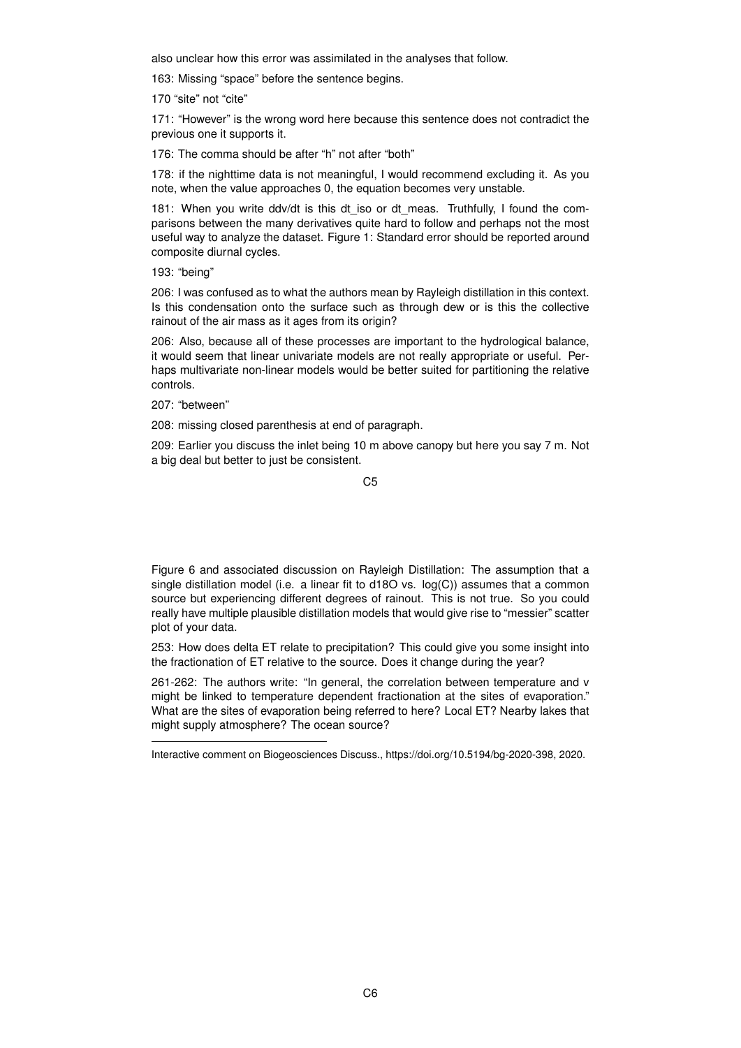also unclear how this error was assimilated in the analyses that follow.

163: Missing "space" before the sentence begins.

170 "site" not "cite"

171: "However" is the wrong word here because this sentence does not contradict the previous one it supports it.

176: The comma should be after "h" not after "both"

178: if the nighttime data is not meaningful, I would recommend excluding it. As you note, when the value approaches 0, the equation becomes very unstable.

181: When you write ddv/dt is this dt_iso or dt_meas. Truthfully, I found the comparisons between the many derivatives quite hard to follow and perhaps not the most useful way to analyze the dataset. Figure 1: Standard error should be reported around composite diurnal cycles.

193: "being"

206: I was confused as to what the authors mean by Rayleigh distillation in this context. Is this condensation onto the surface such as through dew or is this the collective rainout of the air mass as it ages from its origin?

206: Also, because all of these processes are important to the hydrological balance, it would seem that linear univariate models are not really appropriate or useful. Perhaps multivariate non-linear models would be better suited for partitioning the relative controls.

207: "between"

208: missing closed parenthesis at end of paragraph.

209: Earlier you discuss the inlet being 10 m above canopy but here you say 7 m. Not a big deal but better to just be consistent.

Figure 6 and associated discussion on Rayleigh Distillation: The assumption that a single distillation model (i.e. a linear fit to d18O vs. log(C)) assumes that a common source but experiencing different degrees of rainout. This is not true. So you could really have multiple plausible distillation models that would give rise to "messier" scatter plot of your data.

253: How does delta ET relate to precipitation? This could give you some insight into the fractionation of ET relative to the source. Does it change during the year?

261-262: The authors write: "In general, the correlation between temperature and v might be linked to temperature dependent fractionation at the sites of evaporation." What are the sites of evaporation being referred to here? Local ET? Nearby lakes that might supply atmosphere? The ocean source?

---

Interactive comment on Biogeosciences Discuss., https://doi.org/10.5194/bg-2020-398, 2020.